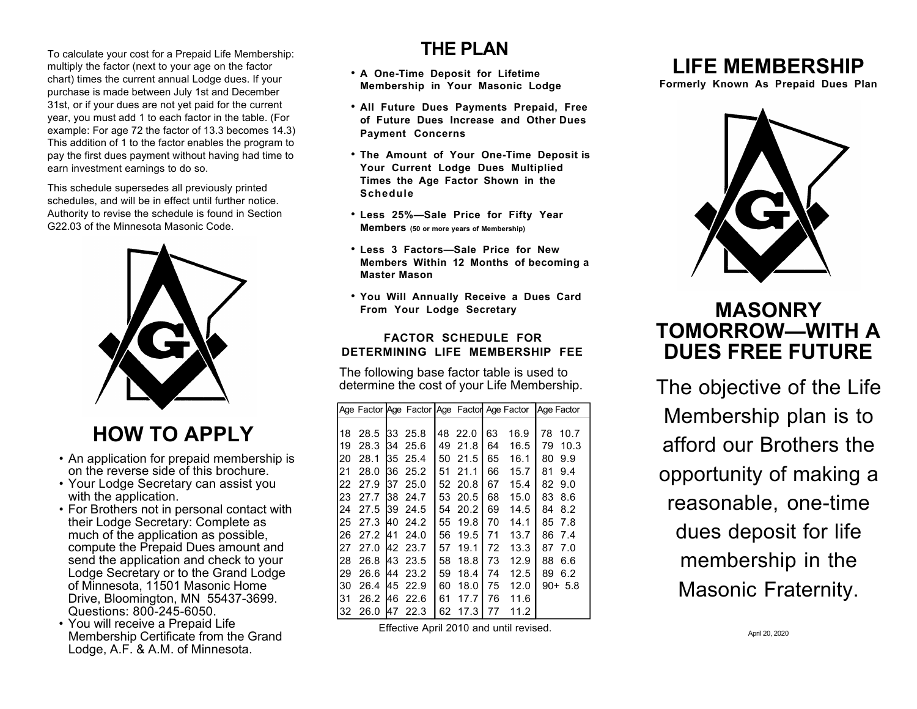To calculate your cost for a Prepaid Life Membership: multiply the factor (next to your age on the factor chart) times the current annual Lodge dues. If your purchase is made between July 1st and December 31st, or if your dues are not yet paid for the current year, you must add 1 to each factor in the table. (For example: For age 72 the factor of 13.3 becomes 14.3) This addition of 1 to the factor enables the program to pay the first dues payment without having had time to earn investment earnings to do so.

This schedule supersedes all previously printed schedules, and will be in effect until further notice. Authority to revise the schedule is found in Section G22.03 of the Minnesota Masonic Code.

## HOW TO APPLY

- An application for prepaid membership is on the reverse side of this brochure.
- Your Lodge Secretary can assist you with the application.
- For Brothers not in personal contact with their Lodge Secretary: Complete as much of the application as possible, compute the Prepaid Dues amount and send the application and check to your Lodge Secretary or to the Grand Lodge of Minnesota, 11501 Masonic Home Drive, Bloomington, MN 55437-3699. Questions: 800-245-6050.
- You will receive a Prepaid Life Membership Certificate from the Grand Lodge, A.F. & A.M. of Minnesota.

## THE PLAN

- **A One-Time Deposit for Lifetime Membership in Your Masonic Lodge**
- **All Future Dues Payments Prepaid, Free of Future Dues Increase and Other Dues Payment Concerns**
- **The Amount of Your One-Time Deposit is Your Current Lodge Dues Multiplied Times the Age Factor Shown in the Schedule**
- **Less 25%—Sale Price for Fifty Year Members** **(50 or more years of Membership)**
- **Less 3 Factors—Sale Price for New Members Within 12 Months of becoming a Master Mason**
- **You Will Annually Receive a Dues Card From Your Lodge Secretary**

### FACTOR SCHEDULE FOR DETERMINING LIFE MEMBERSHIP FEE

The following base factor table is used to determine the cost of your Life Membership.

| Age | Factor | Age | Factor | Age | Factor | Age | Factor | Age | Factor |
|---|---|---|---|---|---|---|---|---|---|
| 18 | 28.5 | 33 | 25.8 | 48 | 22.0 | 63 | 16.9 | 78 | 10.7 |
| 19 | 28.3 | 34 | 25.6 | 49 | 21.8 | 64 | 16.5 | 79 | 10.3 |
| 20 | 28.1 | 35 | 25.4 | 50 | 21.5 | 65 | 16.1 | 80 | 9.9 |
| 21 | 28.0 | 36 | 25.2 | 51 | 21.1 | 66 | 15.7 | 81 | 9.4 |
| 22 | 27.9 | 37 | 25.0 | 52 | 20.8 | 67 | 15.4 | 82 | 9.0 |
| 23 | 27.7 | 38 | 24.7 | 53 | 20.5 | 68 | 15.0 | 83 | 8.6 |
| 24 | 27.5 | 39 | 24.5 | 54 | 20.2 | 69 | 14.5 | 84 | 8.2 |
| 25 | 27.3 | 40 | 24.2 | 55 | 19.8 | 70 | 14.1 | 85 | 7.8 |
| 26 | 27.2 | 41 | 24.0 | 56 | 19.5 | 71 | 13.7 | 86 | 7.4 |
| 27 | 27.0 | 42 | 23.7 | 57 | 19.1 | 72 | 13.3 | 87 | 7.0 |
| 28 | 26.8 | 43 | 23.5 | 58 | 18.8 | 73 | 12.9 | 88 | 6.6 |
| 29 | 26.6 | 44 | 23.2 | 59 | 18.4 | 74 | 12.5 | 89 | 6.2 |
| 30 | 26.4 | 45 | 22.9 | 60 | 18.0 | 75 | 12.0 | 90+ | 5.8 |
| 31 | 26.2 | 46 | 22.6 | 61 | 17.7 | 76 | 11.6 | | |
| 32 | 26.0 | 47 | 22.3 | 62 | 17.3 | 77 | 11.2 | | |

Effective April 2010 and until revised.

# LIFE MEMBERSHIP

**Formerly Known As Prepaid Dues Plan**

## MASONRY TOMORROW—WITH A DUES FREE FUTURE

The objective of the Life Membership plan is to afford our Brothers the opportunity of making a reasonable, one-time dues deposit for life membership in the Masonic Fraternity.

April 20, 2020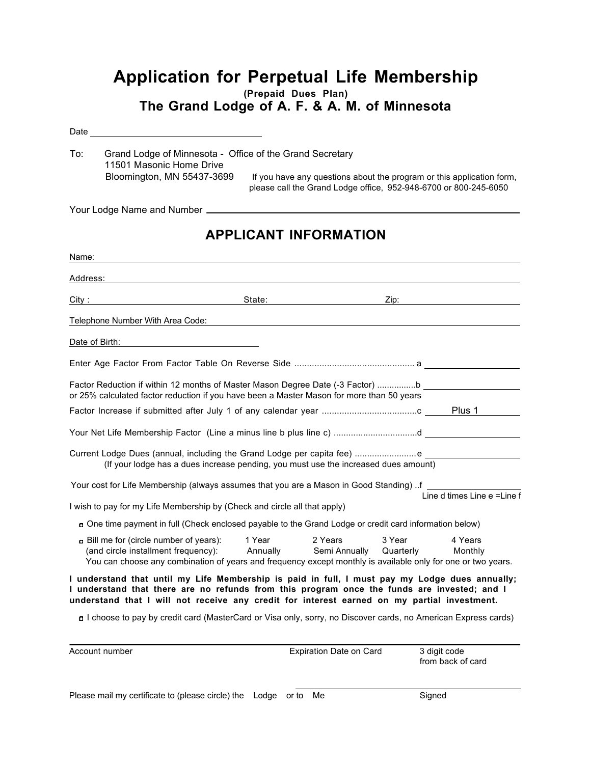# Application for Perpetual Life Membership

**(Prepaid Dues Plan)**

## The Grand Lodge of A. F. & A. M. of Minnesota

Date ______________________________

To: Grand Lodge of Minnesota - Office of the Grand Secretary
11501 Masonic Home Drive
Bloomington, MN 55437-3699

If you have any questions about the program or this application form, please call the Grand Lodge office, 952-948-6700 or 800-245-6050

Your Lodge Name and Number ______________________________

## APPLICANT INFORMATION

Name: ______________________________

Address: ______________________________

City: ______________ State: ______________ Zip: ______________

Telephone Number With Area Code: ______________________________

Date of Birth: ______________________________

Enter Age Factor From Factor Table On Reverse Side ................................................ a ______________

Factor Reduction if within 12 months of Master Mason Degree Date (-3 Factor) ................b ______________
or 25% calculated factor reduction if you have been a Master Mason for more than 50 years

Factor Increase if submitted after July 1 of any calendar year ......................................c ______ Plus 1 ______

Your Net Life Membership Factor (Line a minus line b plus line c) ..................................d ______________

Current Lodge Dues (annual, including the Grand Lodge per capita fee) .........................e ______________
(If your lodge has a dues increase pending, you must use the increased dues amount)

Your cost for Life Membership (always assumes that you are a Mason in Good Standing) ..f ______________
Line d times Line e =Line f

I wish to pay for my Life Membership by (Check and circle all that apply)

- ☐ One time payment in full (Check enclosed payable to the Grand Lodge or credit card information below)
- ☐ Bill me for (circle number of years): 1 Year 2 Years 3 Year 4 Years
  (and circle installment frequency): Annually Semi Annually Quarterly Monthly
  You can choose any combination of years and frequency except monthly is available only for one or two years.

**I understand that until my Life Membership is paid in full, I must pay my Lodge dues annually; I understand that there are no refunds from this program once the funds are invested; and I understand that I will not receive any credit for interest earned on my partial investment.**

- ☐ I choose to pay by credit card (MasterCard or Visa only, sorry, no Discover cards, no American Express cards)

______________________________________________________________________

Account number | Expiration Date on Card | 3 digit code from back of card

Please mail my certificate to (please circle) the Lodge or to Me

______________________________
Signed